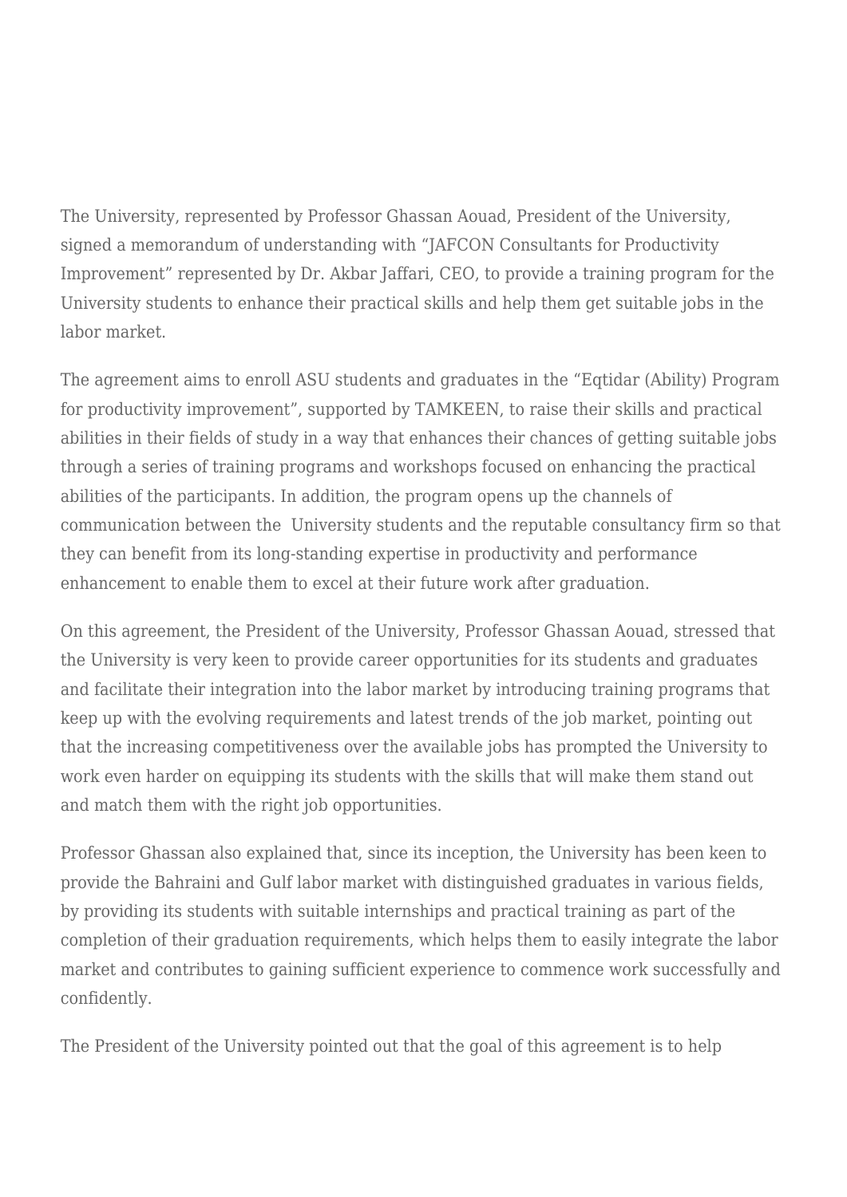The University, represented by Professor Ghassan Aouad, President of the University, signed a memorandum of understanding with "JAFCON Consultants for Productivity Improvement" represented by Dr. Akbar Jaffari, CEO, to provide a training program for the University students to enhance their practical skills and help them get suitable jobs in the labor market.

The agreement aims to enroll ASU students and graduates in the "Eqtidar (Ability) Program for productivity improvement", supported by TAMKEEN, to raise their skills and practical abilities in their fields of study in a way that enhances their chances of getting suitable jobs through a series of training programs and workshops focused on enhancing the practical abilities of the participants. In addition, the program opens up the channels of communication between the University students and the reputable consultancy firm so that they can benefit from its long-standing expertise in productivity and performance enhancement to enable them to excel at their future work after graduation.

On this agreement, the President of the University, Professor Ghassan Aouad, stressed that the University is very keen to provide career opportunities for its students and graduates and facilitate their integration into the labor market by introducing training programs that keep up with the evolving requirements and latest trends of the job market, pointing out that the increasing competitiveness over the available jobs has prompted the University to work even harder on equipping its students with the skills that will make them stand out and match them with the right job opportunities.

Professor Ghassan also explained that, since its inception, the University has been keen to provide the Bahraini and Gulf labor market with distinguished graduates in various fields, by providing its students with suitable internships and practical training as part of the completion of their graduation requirements, which helps them to easily integrate the labor market and contributes to gaining sufficient experience to commence work successfully and confidently.

The President of the University pointed out that the goal of this agreement is to help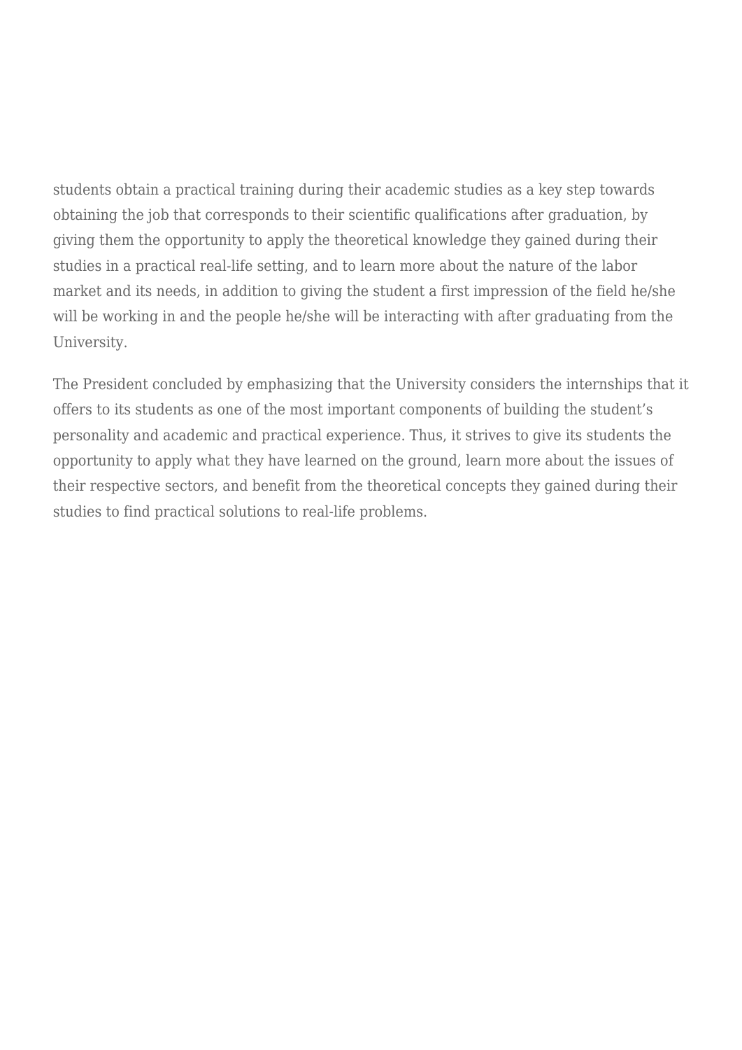students obtain a practical training during their academic studies as a key step towards obtaining the job that corresponds to their scientific qualifications after graduation, by giving them the opportunity to apply the theoretical knowledge they gained during their studies in a practical real-life setting, and to learn more about the nature of the labor market and its needs, in addition to giving the student a first impression of the field he/she will be working in and the people he/she will be interacting with after graduating from the University.

The President concluded by emphasizing that the University considers the internships that it offers to its students as one of the most important components of building the student's personality and academic and practical experience. Thus, it strives to give its students the opportunity to apply what they have learned on the ground, learn more about the issues of their respective sectors, and benefit from the theoretical concepts they gained during their studies to find practical solutions to real-life problems.